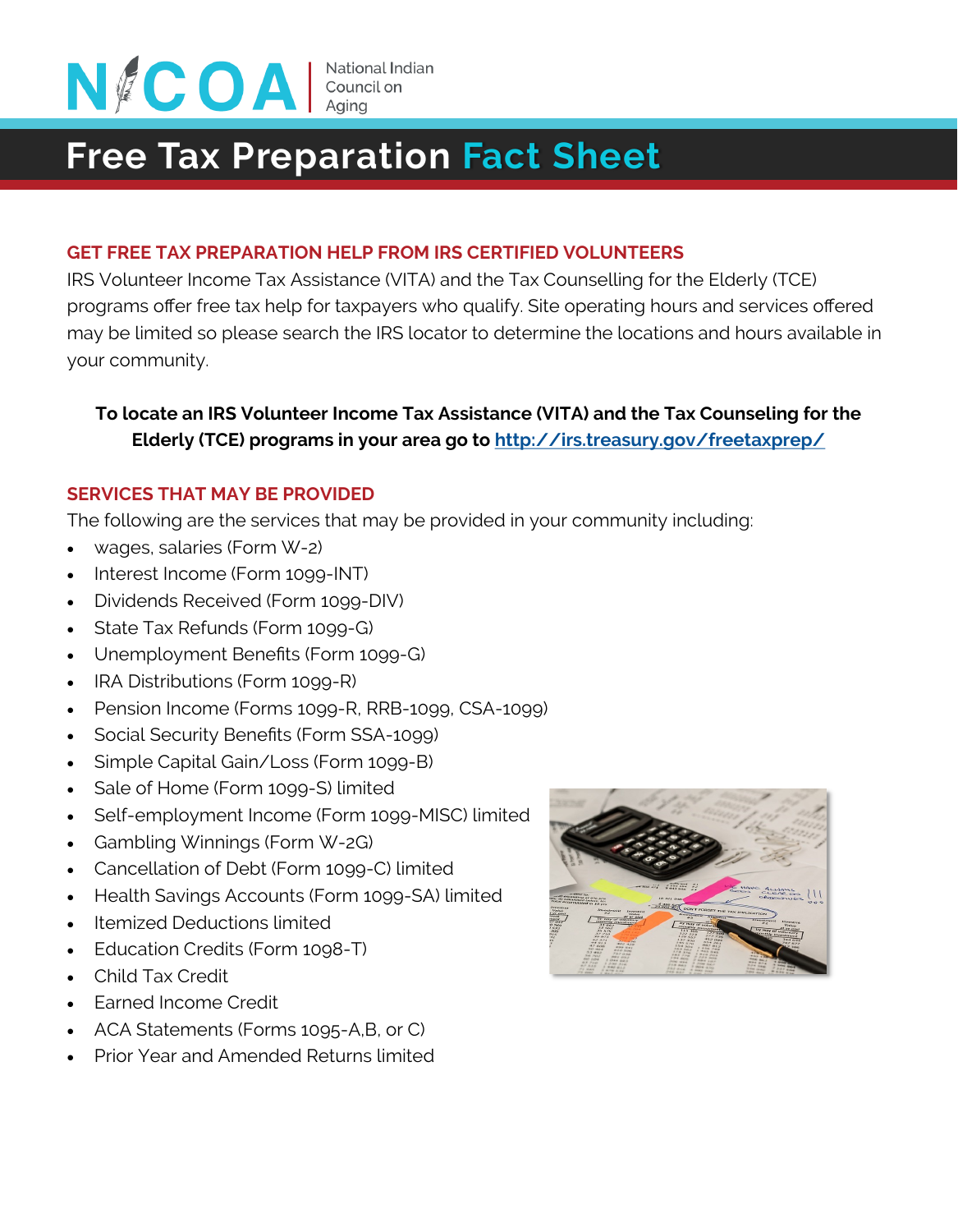# NICOA | National Indian Council on Aging

# Free Tax Preparation Fact Sheet

## GET FREE TAX PREPARATION HELP FROM IRS CERTIFIED VOLUNTEERS

IRS Volunteer Income Tax Assistance (VITA) and the Tax Counselling for the Elderly (TCE) programs offer free tax help for taxpayers who qualify. Site operating hours and services offered may be limited so please search the IRS locator to determine the locations and hours available in your community.

**To locate an IRS Volunteer Income Tax Assistance (VITA) and the Tax Counseling for the Elderly (TCE) programs in your area go to [http://irs.treasury.gov/freetaxprep/](http://irs.treasury.gov/freetaxprep/)**

## SERVICES THAT MAY BE PROVIDED

The following are the services that may be provided in your community including:

- wages, salaries (Form W-2)
- Interest Income (Form 1099-INT)
- Dividends Received (Form 1099-DIV)
- State Tax Refunds (Form 1099-G)
- Unemployment Benefits (Form 1099-G)
- IRA Distributions (Form 1099-R)
- Pension Income (Forms 1099-R, RRB-1099, CSA-1099)
- Social Security Benefits (Form SSA-1099)
- Simple Capital Gain/Loss (Form 1099-B)
- Sale of Home (Form 1099-S) limited
- Self-employment Income (Form 1099-MISC) limited
- Gambling Winnings (Form W-2G)
- Cancellation of Debt (Form 1099-C) limited
- Health Savings Accounts (Form 1099-SA) limited
- Itemized Deductions limited
- Education Credits (Form 1098-T)
- Child Tax Credit
- Earned Income Credit
- ACA Statements (Forms 1095-A,B, or C)
- Prior Year and Amended Returns limited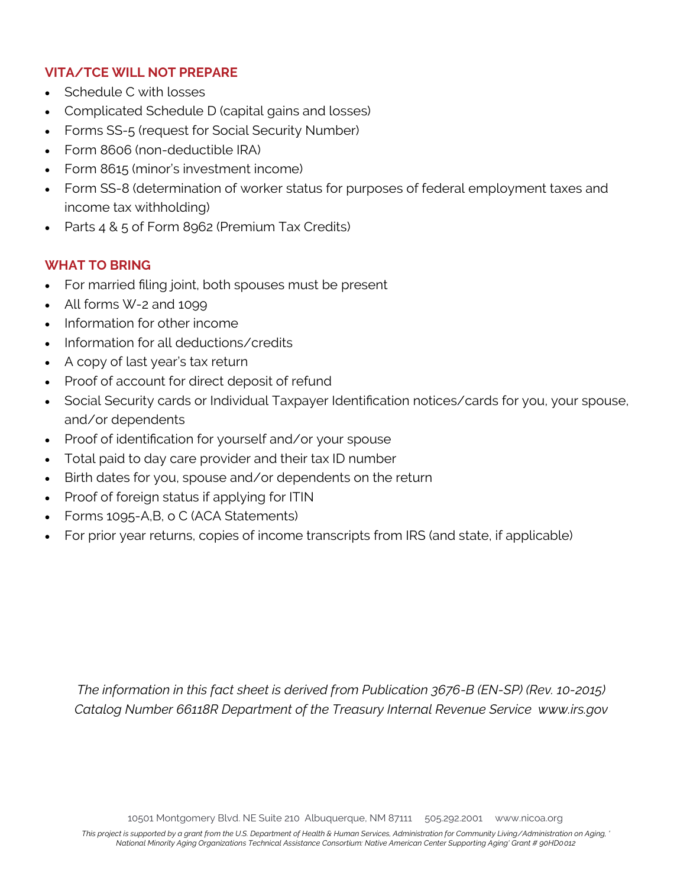## VITA/TCE WILL NOT PREPARE

- Schedule C with losses
- Complicated Schedule D (capital gains and losses)
- Forms SS-5 (request for Social Security Number)
- Form 8606 (non-deductible IRA)
- Form 8615 (minor's investment income)
- Form SS-8 (determination of worker status for purposes of federal employment taxes and income tax withholding)
- Parts 4 & 5 of Form 8962 (Premium Tax Credits)

## WHAT TO BRING

- For married filing joint, both spouses must be present
- All forms W-2 and 1099
- Information for other income
- Information for all deductions/credits
- A copy of last year's tax return
- Proof of account for direct deposit of refund
- Social Security cards or Individual Taxpayer Identification notices/cards for you, your spouse, and/or dependents
- Proof of identification for yourself and/or your spouse
- Total paid to day care provider and their tax ID number
- Birth dates for you, spouse and/or dependents on the return
- Proof of foreign status if applying for ITIN
- Forms 1095-A,B, o C (ACA Statements)
- For prior year returns, copies of income transcripts from IRS (and state, if applicable)

*The information in this fact sheet is derived from Publication 3676-B (EN-SP) (Rev. 10-2015) Catalog Number 66118R Department of the Treasury Internal Revenue Service www.irs.gov*

10501 Montgomery Blvd. NE Suite 210 Albuquerque, NM 87111 505.292.2001 www.nicoa.org

*This project is supported by a grant from the U.S. Department of Health & Human Services, Administration for Community Living/Administration on Aging, 'National Minority Aging Organizations Technical Assistance Consortium: Native American Center Supporting Aging' Grant # 90HD0012*